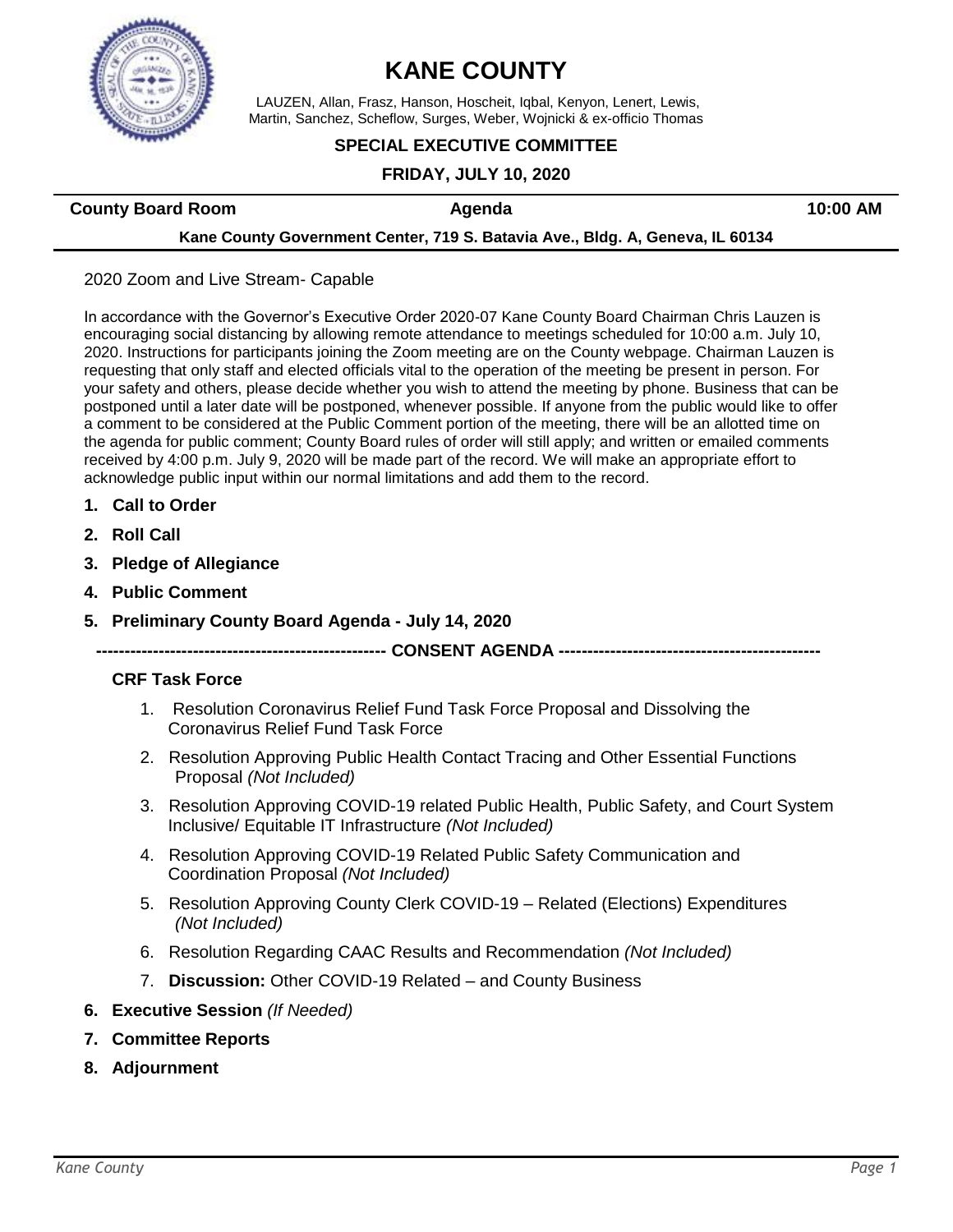# KANE COUNTY

LAUZEN, Allan, Frasz, Hanson, Hoscheit, Iqbal, Kenyon, Lenert, Lewis, Martin, Sanchez, Scheflow, Surges, Weber, Wojnicki & ex-officio Thomas

## SPECIAL EXECUTIVE COMMITTEE

**FRIDAY, JULY 10, 2020**

| County Board Room | Agenda | 10:00 AM |
|---|---|---|

**Kane County Government Center, 719 S. Batavia Ave., Bldg. A, Geneva, IL 60134**

2020 Zoom and Live Stream- Capable

In accordance with the Governor's Executive Order 2020-07 Kane County Board Chairman Chris Lauzen is encouraging social distancing by allowing remote attendance to meetings scheduled for 10:00 a.m. July 10, 2020. Instructions for participants joining the Zoom meeting are on the County webpage. Chairman Lauzen is requesting that only staff and elected officials vital to the operation of the meeting be present in person. For your safety and others, please decide whether you wish to attend the meeting by phone. Business that can be postponed until a later date will be postponed, whenever possible. If anyone from the public would like to offer a comment to be considered at the Public Comment portion of the meeting, there will be an allotted time on the agenda for public comment; County Board rules of order will still apply; and written or emailed comments received by 4:00 p.m. July 9, 2020 will be made part of the record. We will make an appropriate effort to acknowledge public input within our normal limitations and add them to the record.

1. **Call to Order**
2. **Roll Call**
3. **Pledge of Allegiance**
4. **Public Comment**
5. **Preliminary County Board Agenda - July 14, 2020**

-------------------------------------------------- **CONSENT AGENDA** ---------------------------------------------

**CRF Task Force**

1. Resolution Coronavirus Relief Fund Task Force Proposal and Dissolving the Coronavirus Relief Fund Task Force
2. Resolution Approving Public Health Contact Tracing and Other Essential Functions Proposal *(Not Included)*
3. Resolution Approving COVID-19 related Public Health, Public Safety, and Court System Inclusive/ Equitable IT Infrastructure *(Not Included)*
4. Resolution Approving COVID-19 Related Public Safety Communication and Coordination Proposal *(Not Included)*
5. Resolution Approving County Clerk COVID-19 – Related (Elections) Expenditures *(Not Included)*
6. Resolution Regarding CAAC Results and Recommendation *(Not Included)*
7. **Discussion:** Other COVID-19 Related – and County Business

6. **Executive Session** *(If Needed)*
7. **Committee Reports**
8. **Adjournment**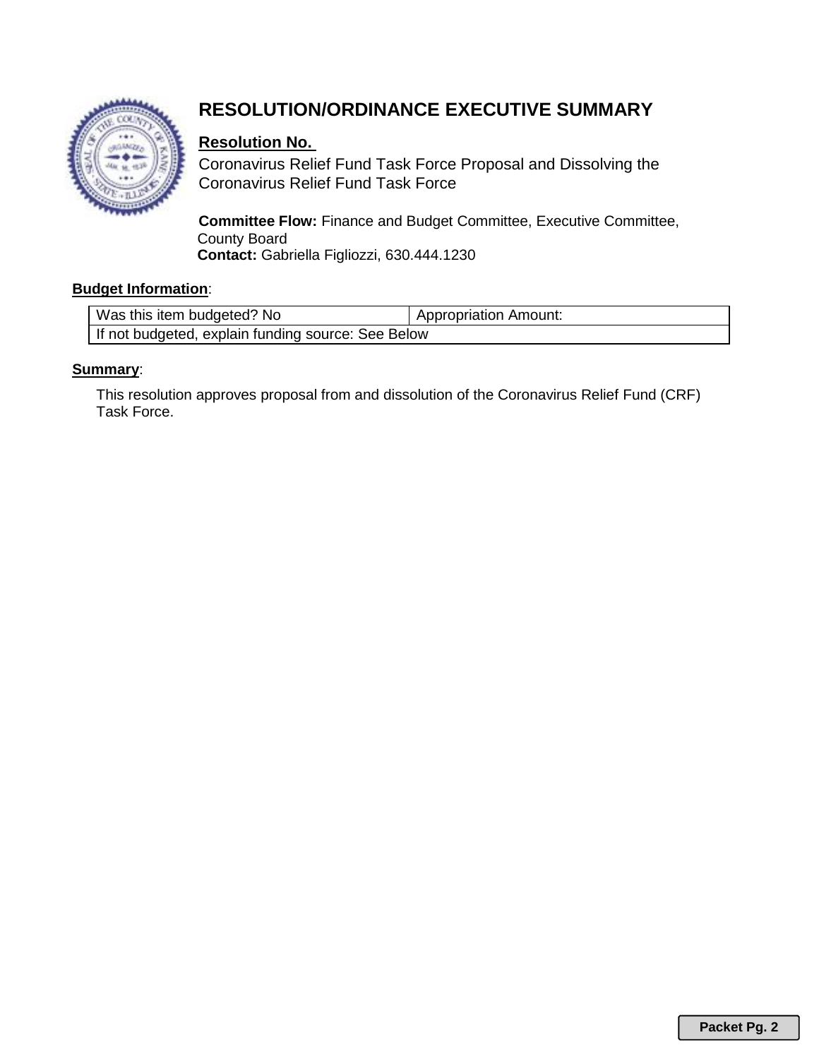# RESOLUTION/ORDINANCE EXECUTIVE SUMMARY

**Resolution No.**

Coronavirus Relief Fund Task Force Proposal and Dissolving the Coronavirus Relief Fund Task Force

**Committee Flow:** Finance and Budget Committee, Executive Committee, County Board

**Contact:** Gabriella Figliozzi, 630.444.1230

**Budget Information**:

| Was this item budgeted? No | Appropriation Amount: |
|---|---|
| If not budgeted, explain funding source: See Below | |

**Summary**:

This resolution approves proposal from and dissolution of the Coronavirus Relief Fund (CRF) Task Force.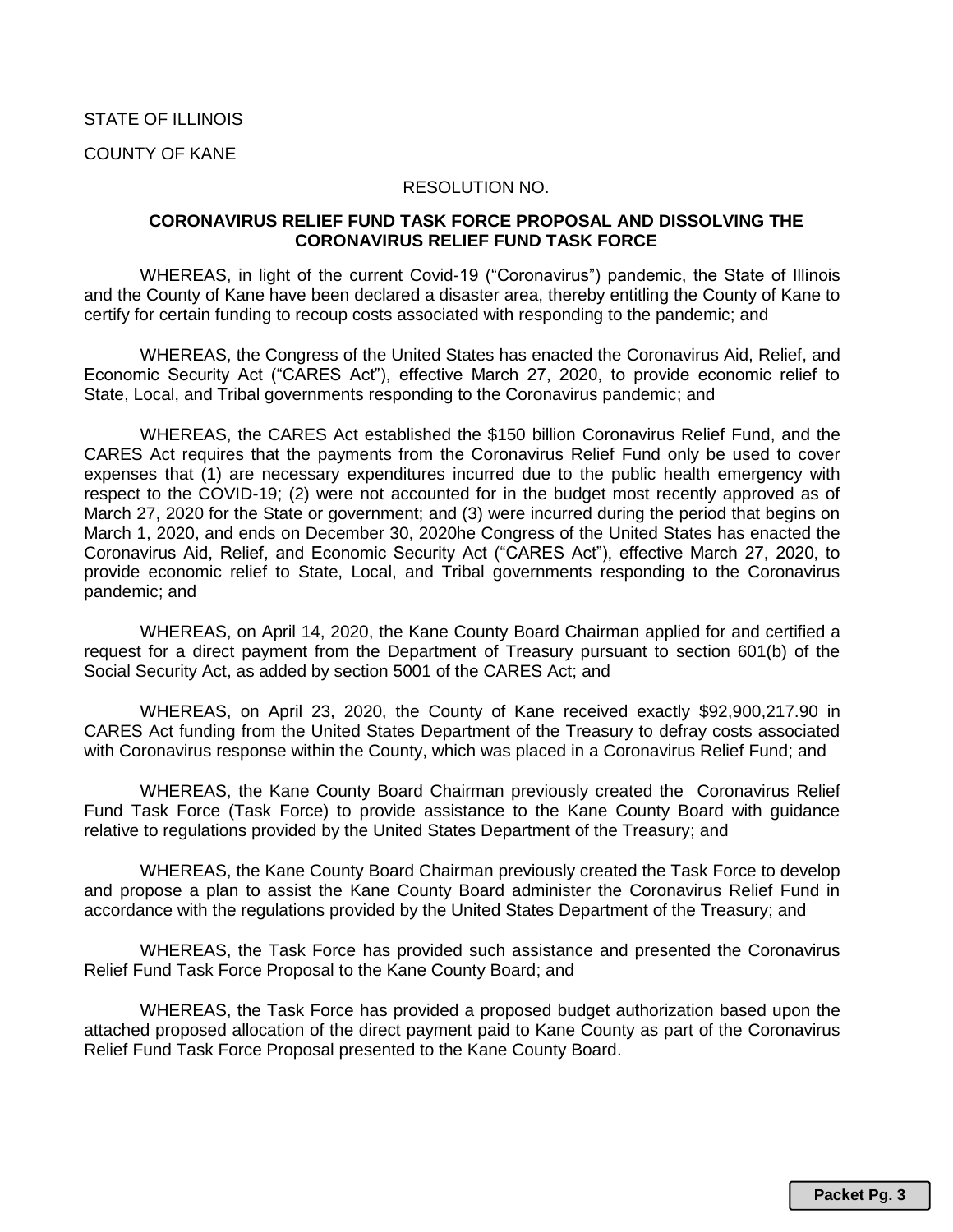STATE OF ILLINOIS

COUNTY OF KANE

RESOLUTION NO.

**CORONAVIRUS RELIEF FUND TASK FORCE PROPOSAL AND DISSOLVING THE CORONAVIRUS RELIEF FUND TASK FORCE**

WHEREAS, in light of the current Covid-19 ("Coronavirus") pandemic, the State of Illinois and the County of Kane have been declared a disaster area, thereby entitling the County of Kane to certify for certain funding to recoup costs associated with responding to the pandemic; and

WHEREAS, the Congress of the United States has enacted the Coronavirus Aid, Relief, and Economic Security Act ("CARES Act"), effective March 27, 2020, to provide economic relief to State, Local, and Tribal governments responding to the Coronavirus pandemic; and

WHEREAS, the CARES Act established the $150 billion Coronavirus Relief Fund, and the CARES Act requires that the payments from the Coronavirus Relief Fund only be used to cover expenses that (1) are necessary expenditures incurred due to the public health emergency with respect to the COVID-19; (2) were not accounted for in the budget most recently approved as of March 27, 2020 for the State or government; and (3) were incurred during the period that begins on March 1, 2020, and ends on December 30, 2020he Congress of the United States has enacted the Coronavirus Aid, Relief, and Economic Security Act ("CARES Act"), effective March 27, 2020, to provide economic relief to State, Local, and Tribal governments responding to the Coronavirus pandemic; and

WHEREAS, on April 14, 2020, the Kane County Board Chairman applied for and certified a request for a direct payment from the Department of Treasury pursuant to section 601(b) of the Social Security Act, as added by section 5001 of the CARES Act; and

WHEREAS, on April 23, 2020, the County of Kane received exactly $92,900,217.90 in CARES Act funding from the United States Department of the Treasury to defray costs associated with Coronavirus response within the County, which was placed in a Coronavirus Relief Fund; and

WHEREAS, the Kane County Board Chairman previously created the Coronavirus Relief Fund Task Force (Task Force) to provide assistance to the Kane County Board with guidance relative to regulations provided by the United States Department of the Treasury; and

WHEREAS, the Kane County Board Chairman previously created the Task Force to develop and propose a plan to assist the Kane County Board administer the Coronavirus Relief Fund in accordance with the regulations provided by the United States Department of the Treasury; and

WHEREAS, the Task Force has provided such assistance and presented the Coronavirus Relief Fund Task Force Proposal to the Kane County Board; and

WHEREAS, the Task Force has provided a proposed budget authorization based upon the attached proposed allocation of the direct payment paid to Kane County as part of the Coronavirus Relief Fund Task Force Proposal presented to the Kane County Board.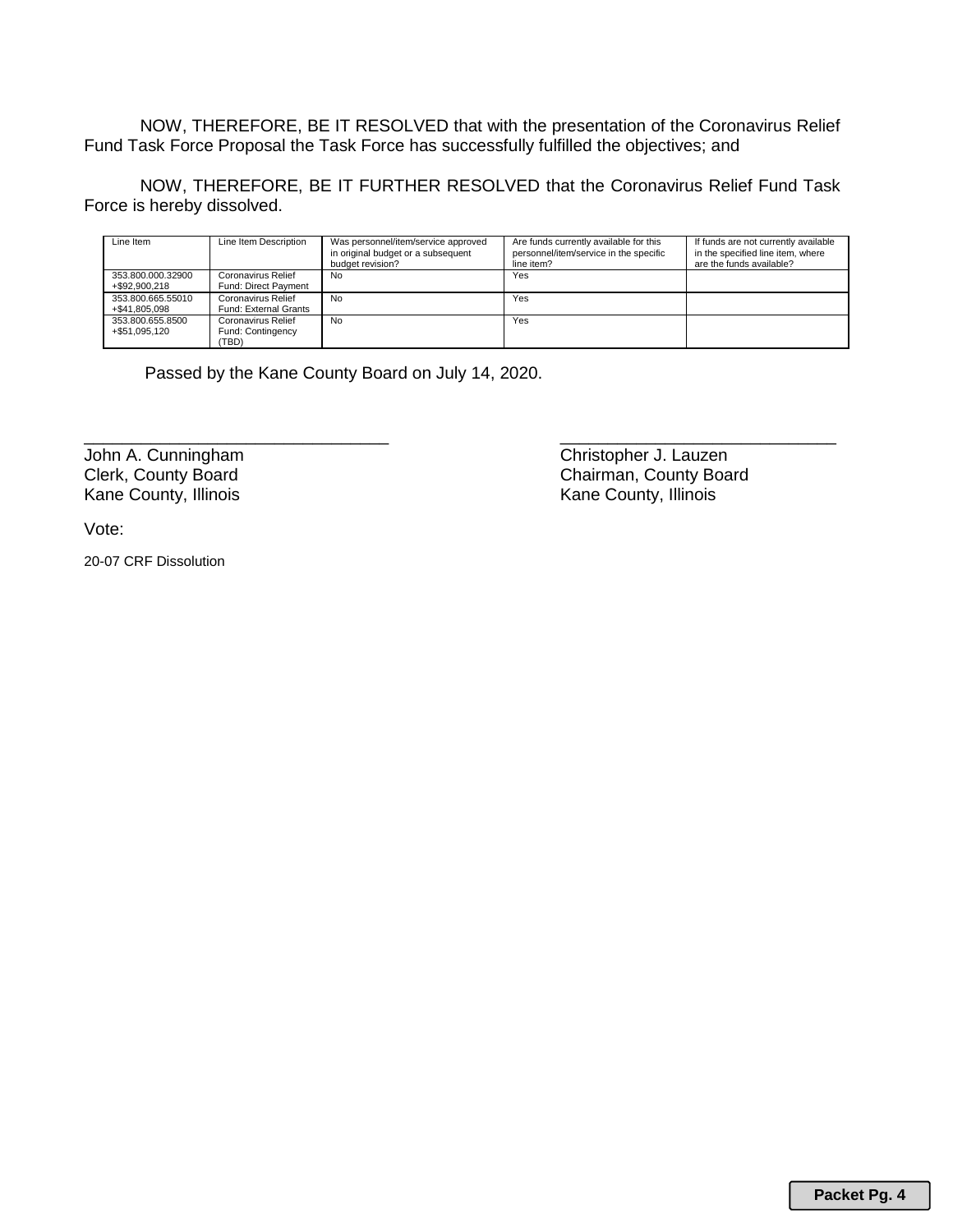NOW, THEREFORE, BE IT RESOLVED that with the presentation of the Coronavirus Relief Fund Task Force Proposal the Task Force has successfully fulfilled the objectives; and

NOW, THEREFORE, BE IT FURTHER RESOLVED that the Coronavirus Relief Fund Task Force is hereby dissolved.

| Line Item | Line Item Description | Was personnel/item/service approved in original budget or a subsequent budget revision? | Are funds currently available for this personnel/item/service in the specific line item? | If funds are not currently available in the specified line item, where are the funds available? |
|---|---|---|---|---|
| 353.800.000.32900 +$92,900,218 | Coronavirus Relief Fund: Direct Payment | No | Yes | |
| 353.800.665.55010 +$41,805,098 | Coronavirus Relief Fund: External Grants | No | Yes | |
| 353.800.655.8500 +$51,095,120 | Coronavirus Relief Fund: Contingency (TBD) | No | Yes | |

Passed by the Kane County Board on July 14, 2020.

_______________________________
John A. Cunningham
Clerk, County Board
Kane County, Illinois

_______________________________
Christopher J. Lauzen
Chairman, County Board
Kane County, Illinois

Vote:

20-07 CRF Dissolution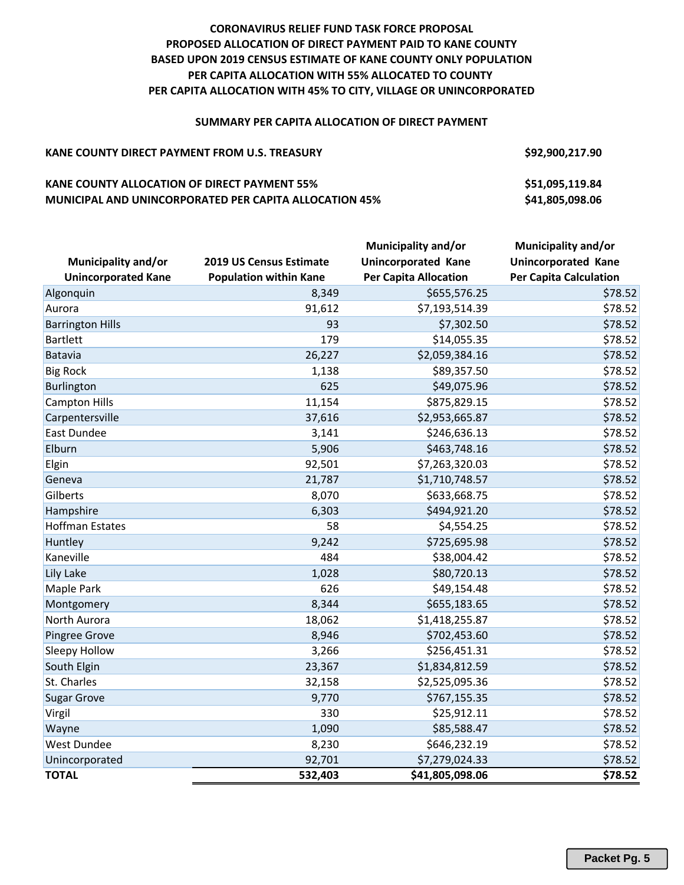**CORONAVIRUS RELIEF FUND TASK FORCE PROPOSAL**
**PROPOSED ALLOCATION OF DIRECT PAYMENT PAID TO KANE COUNTY**
**BASED UPON 2019 CENSUS ESTIMATE OF KANE COUNTY ONLY POPULATION**
**PER CAPITA ALLOCATION WITH 55% ALLOCATED TO COUNTY**
**PER CAPITA ALLOCATION WITH 45% TO CITY, VILLAGE OR UNINCORPORATED**

**SUMMARY PER CAPITA ALLOCATION OF DIRECT PAYMENT**

| | |
|---|---|
| **KANE COUNTY DIRECT PAYMENT FROM U.S. TREASURY** | **$92,900,217.90** |
| **KANE COUNTY ALLOCATION OF DIRECT PAYMENT 55%** | **$51,095,119.84** |
| **MUNICIPAL AND UNINCORPORATED PER CAPITA ALLOCATION 45%** | **$41,805,098.06** |

| Municipality and/or Unincorporated Kane | 2019 US Census Estimate Population within Kane | Municipality and/or Unincorporated Kane Per Capita Allocation | Municipality and/or Unincorporated Kane Per Capita Calculation |
|---|---|---|---|
| Algonquin | 8,349 | $655,576.25 | $78.52 |
| Aurora | 91,612 | $7,193,514.39 | $78.52 |
| Barrington Hills | 93 | $7,302.50 | $78.52 |
| Bartlett | 179 | $14,055.35 | $78.52 |
| Batavia | 26,227 | $2,059,384.16 | $78.52 |
| Big Rock | 1,138 | $89,357.50 | $78.52 |
| Burlington | 625 | $49,075.96 | $78.52 |
| Campton Hills | 11,154 | $875,829.15 | $78.52 |
| Carpentersville | 37,616 | $2,953,665.87 | $78.52 |
| East Dundee | 3,141 | $246,636.13 | $78.52 |
| Elburn | 5,906 | $463,748.16 | $78.52 |
| Elgin | 92,501 | $7,263,320.03 | $78.52 |
| Geneva | 21,787 | $1,710,748.57 | $78.52 |
| Gilberts | 8,070 | $633,668.75 | $78.52 |
| Hampshire | 6,303 | $494,921.20 | $78.52 |
| Hoffman Estates | 58 | $4,554.25 | $78.52 |
| Huntley | 9,242 | $725,695.98 | $78.52 |
| Kaneville | 484 | $38,004.42 | $78.52 |
| Lily Lake | 1,028 | $80,720.13 | $78.52 |
| Maple Park | 626 | $49,154.48 | $78.52 |
| Montgomery | 8,344 | $655,183.65 | $78.52 |
| North Aurora | 18,062 | $1,418,255.87 | $78.52 |
| Pingree Grove | 8,946 | $702,453.60 | $78.52 |
| Sleepy Hollow | 3,266 | $256,451.31 | $78.52 |
| South Elgin | 23,367 | $1,834,812.59 | $78.52 |
| St. Charles | 32,158 | $2,525,095.36 | $78.52 |
| Sugar Grove | 9,770 | $767,155.35 | $78.52 |
| Virgil | 330 | $25,912.11 | $78.52 |
| Wayne | 1,090 | $85,588.47 | $78.52 |
| West Dundee | 8,230 | $646,232.19 | $78.52 |
| Unincorporated | 92,701 | $7,279,024.33 | $78.52 |
| **TOTAL** | **532,403** | **$41,805,098.06** | **$78.52** |